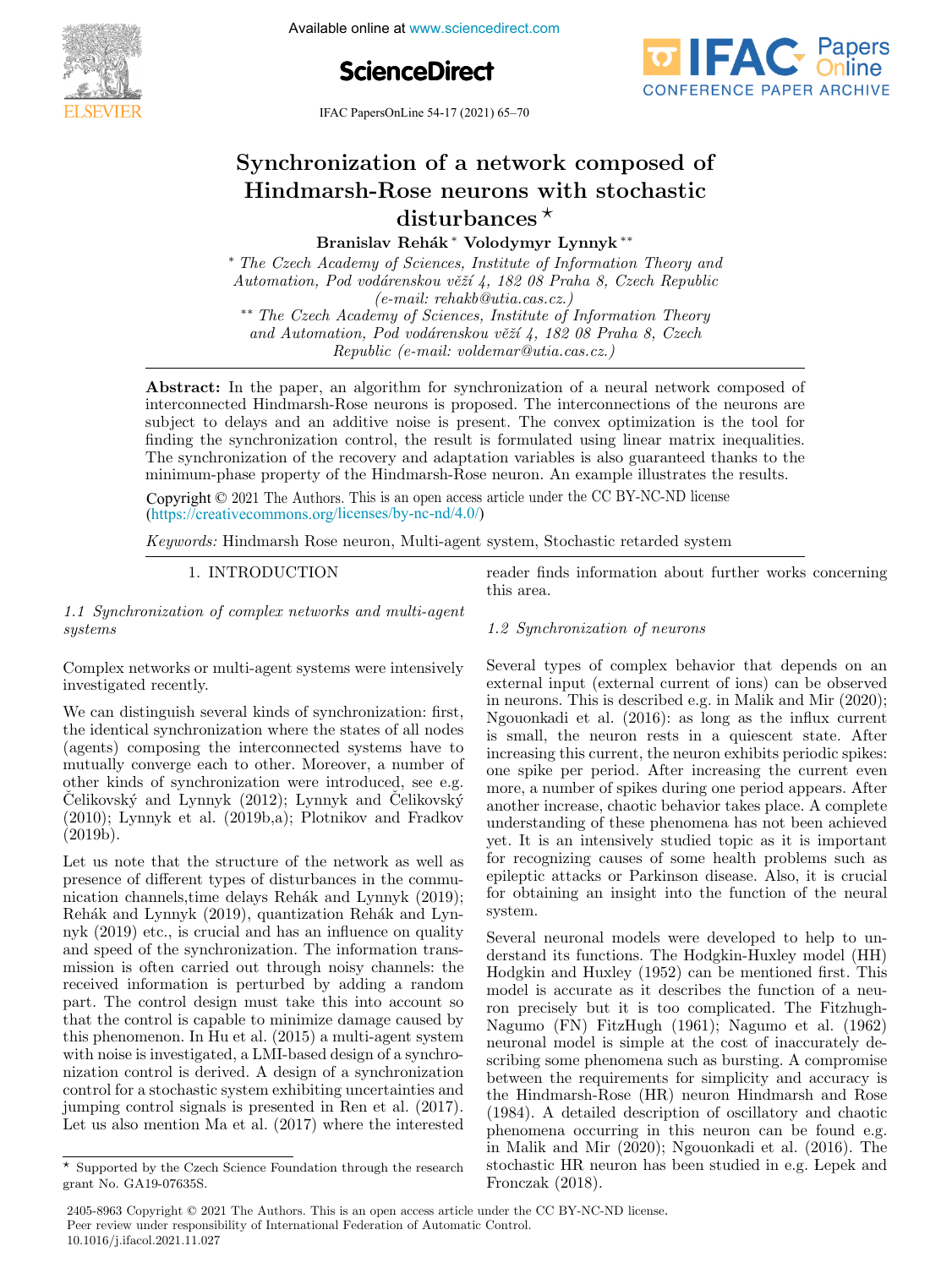# Synchronization of a network composed of Hindmarsh-Rose neurons with stochastic disturbances ⋆

**Branislav Rehák** * **Volodymyr Lynnyk** **

* *The Czech Academy of Sciences, Institute of Information Theory and Automation, Pod vodárenskou věží 4, 182 08 Praha 8, Czech Republic (e-mail: rehakb@utia.cas.cz.)*

** *The Czech Academy of Sciences, Institute of Information Theory and Automation, Pod vodárenskou věží 4, 182 08 Praha 8, Czech Republic (e-mail: voldemar@utia.cas.cz.)*

**Abstract:** In the paper, an algorithm for synchronization of a neural network composed of interconnected Hindmarsh-Rose neurons is proposed. The interconnections of the neurons are subject to delays and an additive noise is present. The convex optimization is the tool for finding the synchronization control, the result is formulated using linear matrix inequalities. The synchronization of the recovery and adaptation variables is also guaranteed thanks to the minimum-phase property of the Hindmarsh-Rose neuron. An example illustrates the results.

Copyright © 2021 The Authors. This is an open access article under the CC BY-NC-ND license (https://creativecommons.org/licenses/by-nc-nd/4.0/)

*Keywords:* Hindmarsh Rose neuron, Multi-agent system, Stochastic retarded system

## 1. INTRODUCTION

### 1.1 Synchronization of complex networks and multi-agent systems

Complex networks or multi-agent systems were intensively investigated recently.

We can distinguish several kinds of synchronization: first, the identical synchronization where the states of all nodes (agents) composing the interconnected systems have to mutually converge each to other. Moreover, a number of other kinds of synchronization were introduced, see e.g. Čelikovský and Lynnyk (2012); Lynnyk and Čelikovský (2010); Lynnyk et al. (2019b,a); Plotnikov and Fradkov (2019b).

Let us note that the structure of the network as well as presence of different types of disturbances in the communication channels,time delays Rehák and Lynnyk (2019); Rehák and Lynnyk (2019), quantization Rehák and Lynnyk (2019) etc., is crucial and has an influence on quality and speed of the synchronization. The information transmission is often carried out through noisy channels: the received information is perturbed by adding a random part. The control design must take this into account so that the control is capable to minimize damage caused by this phenomenon. In Hu et al. (2015) a multi-agent system with noise is investigated, a LMI-based design of a synchronization control is derived. A design of a synchronization control for a stochastic system exhibiting uncertainties and jumping control signals is presented in Ren et al. (2017). Let us also mention Ma et al. (2017) where the interested reader finds information about further works concerning this area.

### 1.2 Synchronization of neurons

Several types of complex behavior that depends on an external input (external current of ions) can be observed in neurons. This is described e.g. in Malik and Mir (2020); Ngouonkadi et al. (2016): as long as the influx current is small, the neuron rests in a quiescent state. After increasing this current, the neuron exhibits periodic spikes: one spike per period. After increasing the current even more, a number of spikes during one period appears. After another increase, chaotic behavior takes place. A complete understanding of these phenomena has not been achieved yet. It is an intensively studied topic as it is important for recognizing causes of some health problems such as epileptic attacks or Parkinson disease. Also, it is crucial for obtaining an insight into the function of the neural system.

Several neuronal models were developed to help to understand its functions. The Hodgkin-Huxley model (HH) Hodgkin and Huxley (1952) can be mentioned first. This model is accurate as it describes the function of a neuron precisely but it is too complicated. The Fitzhugh-Nagumo (FN) FitzHugh (1961); Nagumo et al. (1962) neuronal model is simple at the cost of inaccurately describing some phenomena such as bursting. A compromise between the requirements for simplicity and accuracy is the Hindmarsh-Rose (HR) neuron Hindmarsh and Rose (1984). A detailed description of oscillatory and chaotic phenomena occurring in this neuron can be found e.g. in Malik and Mir (2020); Ngouonkadi et al. (2016). The stochastic HR neuron has been studied in e.g. Łepek and Fronczak (2018).

⋆ Supported by the Czech Science Foundation through the research grant No. GA19-07635S.

2405-8963 Copyright © 2021 The Authors. This is an open access article under the CC BY-NC-ND license.
Peer review under responsibility of International Federation of Automatic Control.
10.1016/j.ifacol.2021.11.027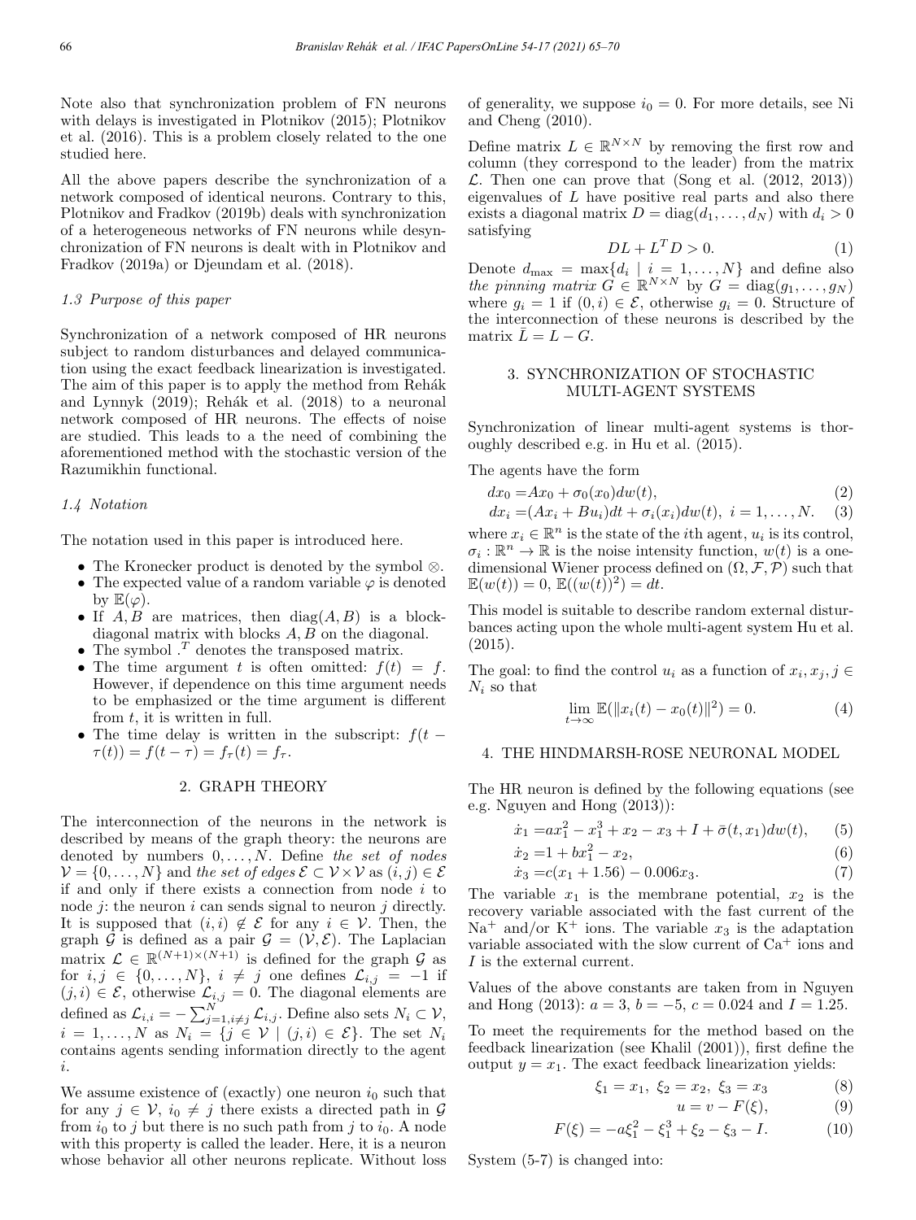Note also that synchronization problem of FN neurons with delays is investigated in Plotnikov (2015); Plotnikov et al. (2016). This is a problem closely related to the one studied here.

All the above papers describe the synchronization of a network composed of identical neurons. Contrary to this, Plotnikov and Fradkov (2019b) deals with synchronization of a heterogeneous networks of FN neurons while desynchronization of FN neurons is dealt with in Plotnikov and Fradkov (2019a) or Djeundam et al. (2018).

### 1.3 Purpose of this paper

Synchronization of a network composed of HR neurons subject to random disturbances and delayed communication using the exact feedback linearization is investigated. The aim of this paper is to apply the method from Rehák and Lynnyk (2019); Rehák et al. (2018) to a neuronal network composed of HR neurons. The effects of noise are studied. This leads to a the need of combining the aforementioned method with the stochastic version of the Razumikhin functional.

### 1.4 Notation

The notation used in this paper is introduced here.

- The Kronecker product is denoted by the symbol $\otimes$.
- The expected value of a random variable $\varphi$ is denoted by $\mathbb{E}(\varphi)$.
- If $A, B$ are matrices, then $\operatorname{diag}(A, B)$ is a block-diagonal matrix with blocks $A, B$ on the diagonal.
- The symbol $.^T$ denotes the transposed matrix.
- The time argument $t$ is often omitted: $f(t) = f$. However, if dependence on this time argument needs to be emphasized or the time argument is different from $t$, it is written in full.
- The time delay is written in the subscript: $f(t - \tau(t)) = f(t - \tau) = f_\tau(t) = f_\tau$.

## 2. GRAPH THEORY

The interconnection of the neurons in the network is described by means of the graph theory: the neurons are denoted by numbers $0, \ldots, N$. Define *the set of nodes* $\mathcal{V} = \{0, \ldots, N\}$ and *the set of edges* $\mathcal{E} \subset \mathcal{V} \times \mathcal{V}$ as $(i, j) \in \mathcal{E}$ if and only if there exists a connection from node $i$ to node $j$: the neuron $i$ can sends signal to neuron $j$ directly. It is supposed that $(i, i) \notin \mathcal{E}$ for any $i \in \mathcal{V}$. Then, the graph $\mathcal{G}$ is defined as a pair $\mathcal{G} = (\mathcal{V}, \mathcal{E})$. The Laplacian matrix $\mathcal{L} \in \mathbb{R}^{(N+1)\times(N+1)}$ is defined for the graph $\mathcal{G}$ as for $i, j \in \{0, \ldots, N\}$, $i \neq j$ one defines $\mathcal{L}_{i,j} = -1$ if $(j, i) \in \mathcal{E}$, otherwise $\mathcal{L}_{i,j} = 0$. The diagonal elements are defined as $\mathcal{L}_{i,i} = -\sum_{j=1, i\neq j}^{N} \mathcal{L}_{i,j}$. Define also sets $N_i \subset \mathcal{V}$, $i = 1, \ldots, N$ as $N_i = \{j \in \mathcal{V} \mid (j, i) \in \mathcal{E}\}$. The set $N_i$ contains agents sending information directly to the agent $i$.

We assume existence of (exactly) one neuron $i_0$ such that for any $j \in \mathcal{V}$, $i_0 \neq j$ there exists a directed path in $\mathcal{G}$ from $i_0$ to $j$ but there is no such path from $j$ to $i_0$. A node with this property is called the leader. Here, it is a neuron whose behavior all other neurons replicate. Without loss of generality, we suppose $i_0 = 0$. For more details, see Ni and Cheng (2010).

Define matrix $L \in \mathbb{R}^{N\times N}$ by removing the first row and column (they correspond to the leader) from the matrix $\mathcal{L}$. Then one can prove that (Song et al. (2012, 2013)) eigenvalues of $L$ have positive real parts and also there exists a diagonal matrix $D = \operatorname{diag}(d_1, \ldots, d_N)$ with $d_i > 0$ satisfying

$$DL + L^T D > 0. \tag{1}$$

Denote $d_{\max} = \max\{d_i \mid i = 1, \ldots, N\}$ and define also *the pinning matrix* $G \in \mathbb{R}^{N\times N}$ by $G = \operatorname{diag}(g_1, \ldots, g_N)$ where $g_i = 1$ if $(0, i) \in \mathcal{E}$, otherwise $g_i = 0$. Structure of the interconnection of these neurons is described by the matrix $\bar{L} = L - G$.

## 3. SYNCHRONIZATION OF STOCHASTIC MULTI-AGENT SYSTEMS

Synchronization of linear multi-agent systems is thoroughly described e.g. in Hu et al. (2015).

The agents have the form

$$dx_0 = Ax_0 + \sigma_0(x_0)dw(t), \tag{2}$$

$$dx_i = (Ax_i + Bu_i)dt + \sigma_i(x_i)dw(t),\ i = 1, \ldots, N. \tag{3}$$

where $x_i \in \mathbb{R}^n$ is the state of the $i$th agent, $u_i$ is its control, $\sigma_i : \mathbb{R}^n \to \mathbb{R}$ is the noise intensity function, $w(t)$ is a one-dimensional Wiener process defined on $(\Omega, \mathcal{F}, \mathcal{P})$ such that $\mathbb{E}(w(t)) = 0$, $\mathbb{E}((w(t))^2) = dt$.

This model is suitable to describe random external disturbances acting upon the whole multi-agent system Hu et al. (2015).

The goal: to find the control $u_i$ as a function of $x_i, x_j, j \in N_i$ so that

$$\lim_{t\to\infty} \mathbb{E}(\|x_i(t) - x_0(t)\|^2) = 0. \tag{4}$$

## 4. THE HINDMARSH-ROSE NEURONAL MODEL

The HR neuron is defined by the following equations (see e.g. Nguyen and Hong (2013)):

$$\dot{x}_1 = ax_1^2 - x_1^3 + x_2 - x_3 + I + \bar{\sigma}(t, x_1)dw(t), \tag{5}$$

$$\dot{x}_2 = 1 + bx_1^2 - x_2, \tag{6}$$

$$\dot{x}_3 = c(x_1 + 1.56) - 0.006x_3. \tag{7}$$

The variable $x_1$ is the membrane potential, $x_2$ is the recovery variable associated with the fast current of the $\text{Na}^+$ and/or $\text{K}^+$ ions. The variable $x_3$ is the adaptation variable associated with the slow current of $\text{Ca}^+$ ions and $I$ is the external current.

Values of the above constants are taken from in Nguyen and Hong (2013): $a = 3$, $b = -5$, $c = 0.024$ and $I = 1.25$.

To meet the requirements for the method based on the feedback linearization (see Khalil (2001)), first define the output $y = x_1$. The exact feedback linearization yields:

$$\xi_1 = x_1,\ \xi_2 = x_2,\ \xi_3 = x_3 \tag{8}$$

$$u = v - F(\xi), \tag{9}$$

$$F(\xi) = -a\xi_1^2 - \xi_1^3 + \xi_2 - \xi_3 - I. \tag{10}$$

System (5-7) is changed into: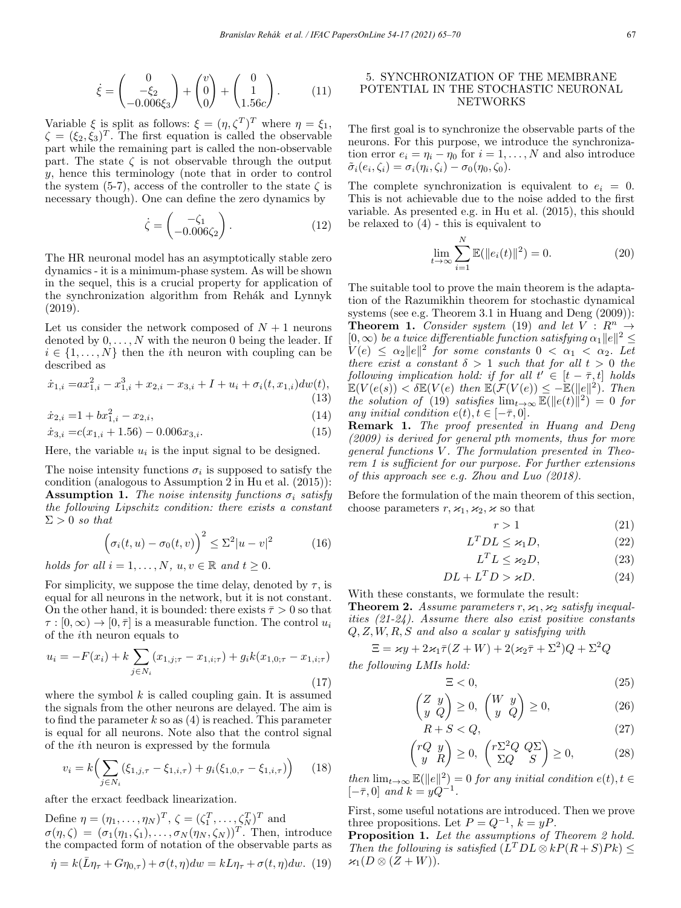$$\dot{\xi} = \begin{pmatrix} 0 \\ -\xi_2 \\ -0.006\xi_3 \end{pmatrix} + \begin{pmatrix} v \\ 0 \\ 0 \end{pmatrix} + \begin{pmatrix} 0 \\ 1 \\ 1.56c \end{pmatrix}. \tag{11}$$

Variable $\xi$ is split as follows: $\xi = (\eta, \zeta^T)^T$ where $\eta = \xi_1$, $\zeta = (\xi_2, \xi_3)^T$. The first equation is called the observable part while the remaining part is called the non-observable part. The state $\zeta$ is not observable through the output $y$, hence this terminology (note that in order to control the system (5-7), access of the controller to the state $\zeta$ is necessary though). One can define the zero dynamics by

$$\dot{\zeta} = \begin{pmatrix} -\zeta_1 \\ -0.006\zeta_2 \end{pmatrix}. \tag{12}$$

The HR neuronal model has an asymptotically stable zero dynamics - it is a minimum-phase system. As will be shown in the sequel, this is a crucial property for application of the synchronization algorithm from Rehák and Lynnyk (2019).

Let us consider the network composed of $N+1$ neurons denoted by $0, \dots, N$ with the neuron 0 being the leader. If $i \in \{1, \dots, N\}$ then the $i$th neuron with coupling can be described as

$$\dot{x}_{1,i} = ax_{1,i}^2 - x_{1,i}^3 + x_{2,i} - x_{3,i} + I + u_i + \sigma_i(t, x_{1,i})dw(t), \tag{13}$$

$$\dot{x}_{2,i} = 1 + bx_{1,i}^2 - x_{2,i}, \tag{14}$$

$$\dot{x}_{3,i} = c(x_{1,i} + 1.56) - 0.006x_{3,i}. \tag{15}$$

Here, the variable $u_i$ is the input signal to be designed.

The noise intensity functions $\sigma_i$ is supposed to satisfy the condition (analogous to Assumption 2 in Hu et al. (2015)):

**Assumption 1.** *The noise intensity functions $\sigma_i$ satisfy the following Lipschitz condition: there exists a constant $\Sigma > 0$ so that*

$$\Big(\sigma_i(t, u) - \sigma_0(t, v)\Big)^2 \le \Sigma^2 |u - v|^2 \tag{16}$$

*holds for all $i = 1, \dots, N$, $u, v \in \mathbb{R}$ and $t \ge 0$.*

For simplicity, we suppose the time delay, denoted by $\tau$, is equal for all neurons in the network, but it is not constant. On the other hand, it is bounded: there exists $\bar{\tau} > 0$ so that $\tau : [0, \infty) \to [0, \bar{\tau}]$ is a measurable function. The control $u_i$ of the $i$th neuron equals to

$$u_i = -F(x_i) + k \sum_{j \in N_i} (x_{1,j;\tau} - x_{1,i;\tau}) + g_i k(x_{1,0;\tau} - x_{1,i;\tau}) \tag{17}$$

where the symbol $k$ is called coupling gain. It is assumed the signals from the other neurons are delayed. The aim is to find the parameter $k$ so as (4) is reached. This parameter is equal for all neurons. Note also that the control signal of the $i$th neuron is expressed by the formula

$$v_i = k\Big(\sum_{j \in N_i} (\xi_{1,j,\tau} - \xi_{1,i,\tau}) + g_i(\xi_{1,0,\tau} - \xi_{1,i,\tau})\Big) \tag{18}$$

after the erxact feedback linearization.

Define $\eta = (\eta_1, \dots, \eta_N)^T$, $\zeta = (\zeta_1^T, \dots, \zeta_N^T)^T$ and $\sigma(\eta, \zeta) = (\sigma_1(\eta_1, \zeta_1), \dots, \sigma_N(\eta_N, \zeta_N))^T$. Then, introduce the compacted form of notation of the observable parts as

$$\dot{\eta} = k(\bar{L}\eta_\tau + G\eta_{0,\tau}) + \sigma(t, \eta)dw = kL\eta_\tau + \sigma(t, \eta)dw. \tag{19}$$

## 5. SYNCHRONIZATION OF THE MEMBRANE POTENTIAL IN THE STOCHASTIC NEURONAL NETWORKS

The first goal is to synchronize the observable parts of the neurons. For this purpose, we introduce the synchronization error $e_i = \eta_i - \eta_0$ for $i = 1, \dots, N$ and also introduce $\tilde{\sigma}_i(e_i, \zeta_i) = \sigma_i(\eta_i, \zeta_i) - \sigma_0(\eta_0, \zeta_0)$.

The complete synchronization is equivalent to $e_i = 0$. This is not achievable due to the noise added to the first variable. As presented e.g. in Hu et al. (2015), this should be relaxed to (4) - this is equivalent to

$$\lim_{t \to \infty} \sum_{i=1}^{N} \mathbb{E}(\|e_i(t)\|^2) = 0. \tag{20}$$

The suitable tool to prove the main theorem is the adaptation of the Razumikhin theorem for stochastic dynamical systems (see e.g. Theorem 3.1 in Huang and Deng (2009)):

**Theorem 1.** *Consider system (19) and let $V : R^n \to [0, \infty)$ be a twice differentiable function satisfying $\alpha_1 \|e\|^2 \le V(e) \le \alpha_2 \|e\|^2$ for some constants $0 < \alpha_1 < \alpha_2$. Let there exist a constant $\delta > 1$ such that for all $t > 0$ the following implication hold: if for all $t' \in [t - \bar{\tau}, t]$ holds $\mathbb{E}(V(e(s)) < \delta \mathbb{E}(V(e)$ then $\mathbb{E}(\mathcal{F}(V(e)) \le -\mathbb{E}(\|e\|^2)$. Then the solution of (19) satisfies $\lim_{t \to \infty} \mathbb{E}(\|e(t)\|^2) = 0$ for any initial condition $e(t), t \in [-\bar{\tau}, 0]$.*

**Remark 1.** *The proof presented in Huang and Deng (2009) is derived for general pth moments, thus for more general functions $V$. The formulation presented in Theorem 1 is sufficient for our purpose. For further extensions of this approach see e.g. Zhou and Luo (2018).*

Before the formulation of the main theorem of this section, choose parameters $r, \varkappa_1, \varkappa_2, \varkappa$ so that

$$r > 1 \tag{21}$$

$$L^T D L \le \varkappa_1 D, \tag{22}$$

$$L^T L \le \varkappa_2 D, \tag{23}$$

$$DL + L^T D > \varkappa D. \tag{24}$$

With these constants, we formulate the result:

**Theorem 2.** *Assume parameters $r, \varkappa_1, \varkappa_2$ satisfy inequalities (21-24). Assume there also exist positive constants $Q, Z, W, R, S$ and also a scalar $y$ satisfying with*

$$\Xi = \varkappa y + 2\varkappa_1 \bar{\tau}(Z + W) + 2(\varkappa_2 \bar{\tau} + \Sigma^2)Q + \Sigma^2 Q$$

*the following LMIs hold:*

$$\Xi < 0, \tag{25}$$

$$\begin{pmatrix} Z & y \\ y & Q \end{pmatrix} \ge 0, \quad \begin{pmatrix} W & y \\ y & Q \end{pmatrix} \ge 0, \tag{26}$$

$$R + S < Q, \tag{27}$$

$$\begin{pmatrix} rQ & y \\ y & R \end{pmatrix} \ge 0, \quad \begin{pmatrix} r\Sigma^2 Q & Q\Sigma \\ \Sigma Q & S \end{pmatrix} \ge 0, \tag{28}$$

*then $\lim_{t \to \infty} \mathbb{E}(\|e\|^2) = 0$ for any initial condition $e(t), t \in [-\bar{\tau}, 0]$ and $k = yQ^{-1}$.*

First, some useful notations are introduced. Then we prove three propositions. Let $P = Q^{-1}$, $k = yP$.

**Proposition 1.** *Let the assumptions of Theorem 2 hold. Then the following is satisfied $(L^T DL \otimes kP(R + S)Pk) \le \varkappa_1 (D \otimes (Z + W))$.*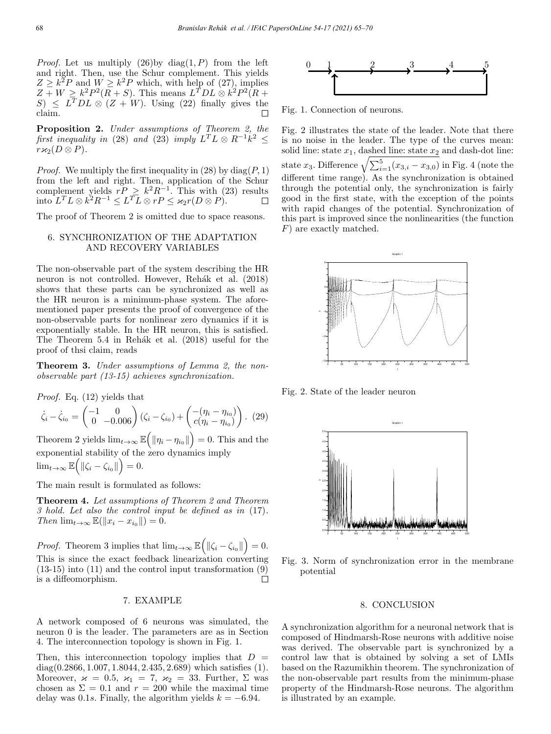*Proof.* Let us multiply (26)by $\mathrm{diag}(1, P)$ from the left and right. Then, use the Schur complement. This yields $Z \geq k^2 P$ and $W \geq k^2 P$ which, with help of (27), implies $Z + W \geq k^2 P^2 (R + S)$. This means $L^T DL \otimes k^2 P^2 (R + S) \leq L^T DL \otimes (Z + W)$. Using (22) finally gives the claim. □

**Proposition 2.** *Under assumptions of Theorem 2, the first inequality in* (28) *and* (23) *imply* $L^T L \otimes R^{-1} k^2 \leq r \varkappa_2 (D \otimes P)$.

*Proof.* We multiply the first inequality in (28) by $\mathrm{diag}(P, 1)$ from the left and right. Then, application of the Schur complement yields $rP \geq k^2 R^{-1}$. This with (23) results into $L^T L \otimes k^2 R^{-1} \leq L^T L \otimes rP \leq \varkappa_2 r (D \otimes P)$. □

The proof of Theorem 2 is omitted due to space reasons.

## 6. SYNCHRONIZATION OF THE ADAPTATION AND RECOVERY VARIABLES

The non-observable part of the system describing the HR neuron is not controlled. However, Rehák et al. (2018) shows that these parts can be synchronized as well as the HR neuron is a minimum-phase system. The aforementioned paper presents the proof of convergence of the non-observable parts for nonlinear zero dynamics if it is exponentially stable. In the HR neuron, this is satisfied. The Theorem 5.4 in Rehák et al. (2018) useful for the proof of thsi claim, reads

**Theorem 3.** *Under assumptions of Lemma 2, the non-observable part (13-15) achieves synchronization.*

*Proof.* Eq. (12) yields that

$$\dot{\zeta}_i - \dot{\zeta}_{i_0} = \begin{pmatrix} -1 & 0 \\ 0 & -0.006 \end{pmatrix} (\zeta_i - \zeta_{i_0}) + \begin{pmatrix} -(\eta_i - \eta_{i_0}) \\ c(\eta_i - \eta_{i_0}) \end{pmatrix}. \quad (29)$$

Theorem 2 yields $\lim_{t\to\infty} \mathbb{E}\Big(\|\eta_i - \eta_{i_0}\|\Big) = 0$. This and the exponential stability of the zero dynamics imply $\lim_{t\to\infty} \mathbb{E}\Big(\|\zeta_i - \zeta_{i_0}\|\Big) = 0$.

The main result is formulated as follows:

**Theorem 4.** *Let assumptions of Theorem 2 and Theorem 3 hold. Let also the control input be defined as in* (17)*. Then* $\lim_{t\to\infty} \mathbb{E}(\|x_i - x_{i_0}\|) = 0$.

*Proof.* Theorem 3 implies that $\lim_{t\to\infty} \mathbb{E}\Big(\|\zeta_i - \zeta_{i_0}\|\Big) = 0$. This is since the exact feedback linearization converting (13-15) into (11) and the control input transformation (9) is a diffeomorphism. □

## 7. EXAMPLE

A network composed of 6 neurons was simulated, the neuron 0 is the leader. The parameters are as in Section 4. The interconnection topology is shown in Fig. 1.

Then, this interconnection topology implies that $D = \mathrm{diag}(0.2866, 1.007, 1.8044, 2.435, 2.689)$ which satisfies (1). Moreover, $\varkappa = 0.5$, $\varkappa_1 = 7$, $\varkappa_2 = 33$. Further, $\Sigma$ was chosen as $\Sigma = 0.1$ and $r = 200$ while the maximal time delay was $0.1s$. Finally, the algorithm yields $k = -6.94$.

Fig. 1. Connection of neurons.

Fig. 2 illustrates the state of the leader. Note that there is no noise in the leader. The type of the curves mean: solid line: state $x_1$, dashed line: state $x_2$ and dash-dot line: state $x_3$. Difference $\sqrt{\sum_{i=1}^{5}(x_{3,i} - x_{3,0})}$ in Fig. 4 (note the different time range). As the synchronization is obtained through the potential only, the synchronization is fairly good in the first state, with the exception of the points with rapid changes of the potential. Synchronization of this part is improved since the nonlinearities (the function $F$) are exactly matched.

Fig. 2. State of the leader neuron

Fig. 3. Norm of synchronization error in the membrane potential

## 8. CONCLUSION

A synchronization algorithm for a neuronal network that is composed of Hindmarsh-Rose neurons with additive noise was derived. The observable part is synchronized by a control law that is obtained by solving a set of LMIs based on the Razumikhin theorem. The synchronization of the non-observable part results from the minimum-phase property of the Hindmarsh-Rose neurons. The algorithm is illustrated by an example.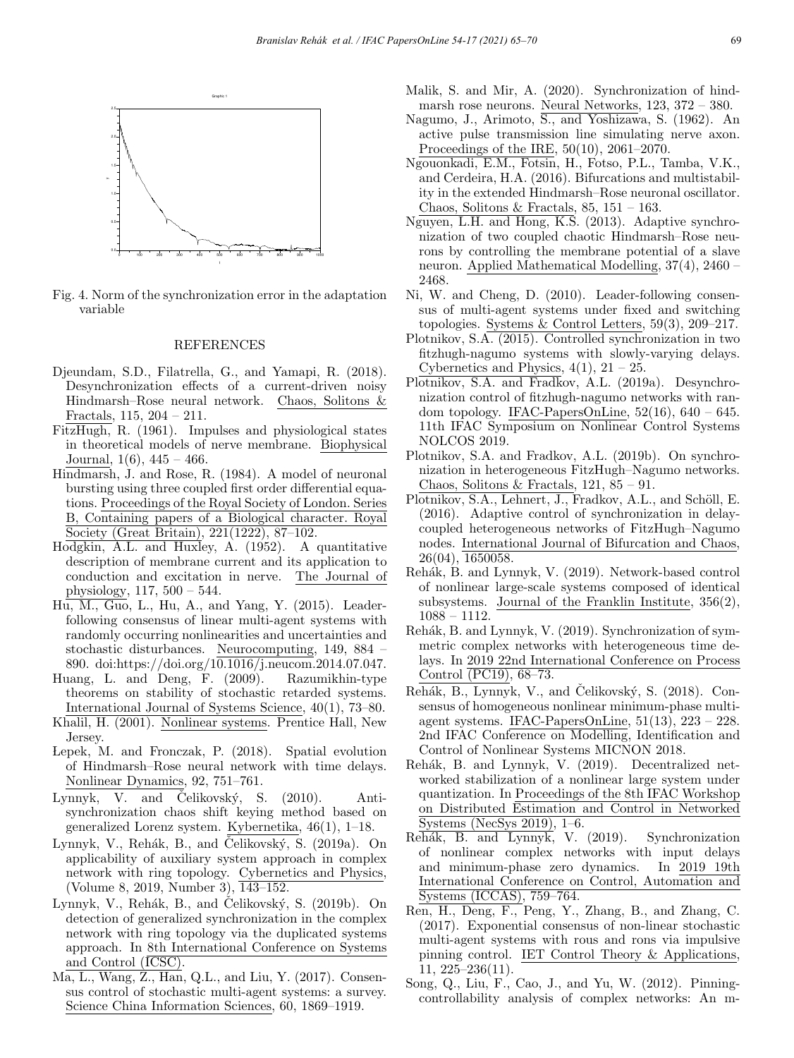Fig. 4. Norm of the synchronization error in the adaptation variable

## REFERENCES

Djeundam, S.D., Filatrella, G., and Yamapi, R. (2018). Desynchronization effects of a current-driven noisy Hindmarsh–Rose neural network. Chaos, Solitons & Fractals, 115, 204 – 211.

FitzHugh, R. (1961). Impulses and physiological states in theoretical models of nerve membrane. Biophysical Journal, 1(6), 445 – 466.

Hindmarsh, J. and Rose, R. (1984). A model of neuronal bursting using three coupled first order differential equations. Proceedings of the Royal Society of London. Series B, Containing papers of a Biological character. Royal Society (Great Britain), 221(1222), 87–102.

Hodgkin, A.L. and Huxley, A. (1952). A quantitative description of membrane current and its application to conduction and excitation in nerve. The Journal of physiology, 117, 500 – 544.

Hu, M., Guo, L., Hu, A., and Yang, Y. (2015). Leader-following consensus of linear multi-agent systems with randomly occurring nonlinearities and uncertainties and stochastic disturbances. Neurocomputing, 149, 884 – 890. doi:https://doi.org/10.1016/j.neucom.2014.07.047.

Huang, L. and Deng, F. (2009). Razumikhin-type theorems on stability of stochastic retarded systems. International Journal of Systems Science, 40(1), 73–80.

Khalil, H. (2001). Nonlinear systems. Prentice Hall, New Jersey.

Lepek, M. and Fronczak, P. (2018). Spatial evolution of Hindmarsh–Rose neural network with time delays. Nonlinear Dynamics, 92, 751–761.

Lynnyk, V. and Čelikovský, S. (2010). Anti-synchronization chaos shift keying method based on generalized Lorenz system. Kybernetika, 46(1), 1–18.

Lynnyk, V., Rehák, B., and Čelikovský, S. (2019a). On applicability of auxiliary system approach in complex network with ring topology. Cybernetics and Physics, (Volume 8, 2019, Number 3), 143–152.

Lynnyk, V., Rehák, B., and Čelikovský, S. (2019b). On detection of generalized synchronization in the complex network with ring topology via the duplicated systems approach. In 8th International Conference on Systems and Control (ICSC).

Ma, L., Wang, Z., Han, Q.L., and Liu, Y. (2017). Consensus control of stochastic multi-agent systems: a survey. Science China Information Sciences, 60, 1869–1919.

Malik, S. and Mir, A. (2020). Synchronization of hindmarsh rose neurons. Neural Networks, 123, 372 – 380.

Nagumo, J., Arimoto, S., and Yoshizawa, S. (1962). An active pulse transmission line simulating nerve axon. Proceedings of the IRE, 50(10), 2061–2070.

Ngouonkadi, E.M., Fotsin, H., Fotso, P.L., Tamba, V.K., and Cerdeira, H.A. (2016). Bifurcations and multistability in the extended Hindmarsh–Rose neuronal oscillator. Chaos, Solitons & Fractals, 85, 151 – 163.

Nguyen, L.H. and Hong, K.S. (2013). Adaptive synchronization of two coupled chaotic Hindmarsh–Rose neurons by controlling the membrane potential of a slave neuron. Applied Mathematical Modelling, 37(4), 2460 – 2468.

Ni, W. and Cheng, D. (2010). Leader-following consensus of multi-agent systems under fixed and switching topologies. Systems & Control Letters, 59(3), 209–217.

Plotnikov, S.A. (2015). Controlled synchronization in two fitzhugh-nagumo systems with slowly-varying delays. Cybernetics and Physics, 4(1), 21 – 25.

Plotnikov, S.A. and Fradkov, A.L. (2019a). Desynchronization control of fitzhugh-nagumo networks with random topology. IFAC-PapersOnLine, 52(16), 640 – 645. 11th IFAC Symposium on Nonlinear Control Systems NOLCOS 2019.

Plotnikov, S.A. and Fradkov, A.L. (2019b). On synchronization in heterogeneous FitzHugh–Nagumo networks. Chaos, Solitons & Fractals, 121, 85 – 91.

Plotnikov, S.A., Lehnert, J., Fradkov, A.L., and Schöll, E. (2016). Adaptive control of synchronization in delay-coupled heterogeneous networks of FitzHugh–Nagumo nodes. International Journal of Bifurcation and Chaos, 26(04), 1650058.

Rehák, B. and Lynnyk, V. (2019). Network-based control of nonlinear large-scale systems composed of identical subsystems. Journal of the Franklin Institute, 356(2), 1088 – 1112.

Rehák, B. and Lynnyk, V. (2019). Synchronization of symmetric complex networks with heterogeneous time delays. In 2019 22nd International Conference on Process Control (PC19), 68–73.

Rehák, B., Lynnyk, V., and Čelikovský, S. (2018). Consensus of homogeneous nonlinear minimum-phase multi-agent systems. IFAC-PapersOnLine, 51(13), 223 – 228. 2nd IFAC Conference on Modelling, Identification and Control of Nonlinear Systems MICNON 2018.

Rehák, B. and Lynnyk, V. (2019). Decentralized networked stabilization of a nonlinear large system under quantization. In Proceedings of the 8th IFAC Workshop on Distributed Estimation and Control in Networked Systems (NecSys 2019), 1–6.

Rehák, B. and Lynnyk, V. (2019). Synchronization of nonlinear complex networks with input delays and minimum-phase zero dynamics. In 2019 19th International Conference on Control, Automation and Systems (ICCAS), 759–764.

Ren, H., Deng, F., Peng, Y., Zhang, B., and Zhang, C. (2017). Exponential consensus of non-linear stochastic multi-agent systems with rous and rons via impulsive pinning control. IET Control Theory & Applications, 11, 225–236(11).

Song, Q., Liu, F., Cao, J., and Yu, W. (2012). Pinning-controllability analysis of complex networks: An m-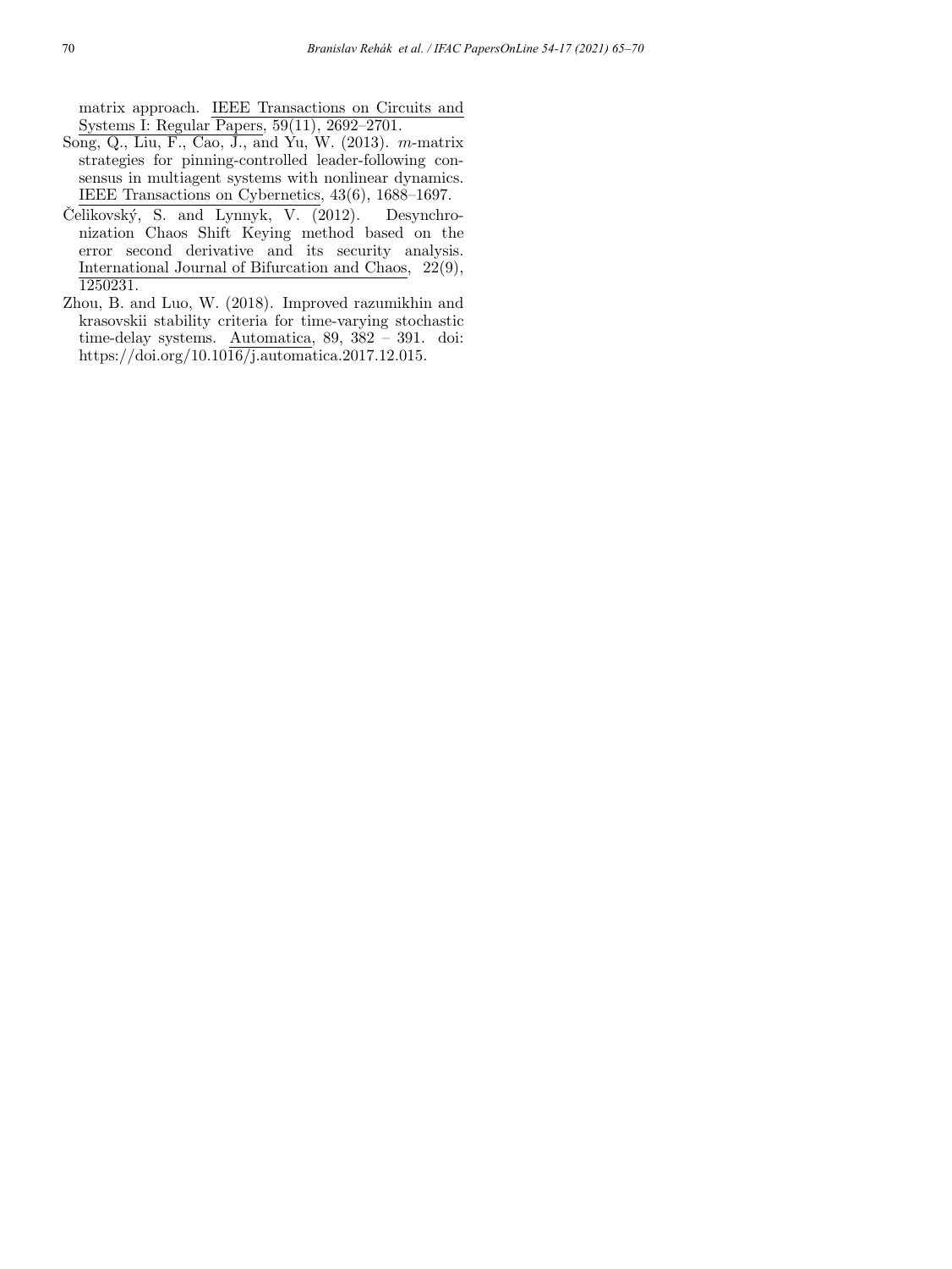matrix approach. IEEE Transactions on Circuits and Systems I: Regular Papers, 59(11), 2692–2701.

Song, Q., Liu, F., Cao, J., and Yu, W. (2013). $m$-matrix strategies for pinning-controlled leader-following consensus in multiagent systems with nonlinear dynamics. IEEE Transactions on Cybernetics, 43(6), 1688–1697.

Čelikovský, S. and Lynnyk, V. (2012). Desynchronization Chaos Shift Keying method based on the error second derivative and its security analysis. International Journal of Bifurcation and Chaos, 22(9), 1250231.

Zhou, B. and Luo, W. (2018). Improved razumikhin and krasovskii stability criteria for time-varying stochastic time-delay systems. Automatica, 89, 382 – 391. doi: https://doi.org/10.1016/j.automatica.2017.12.015.